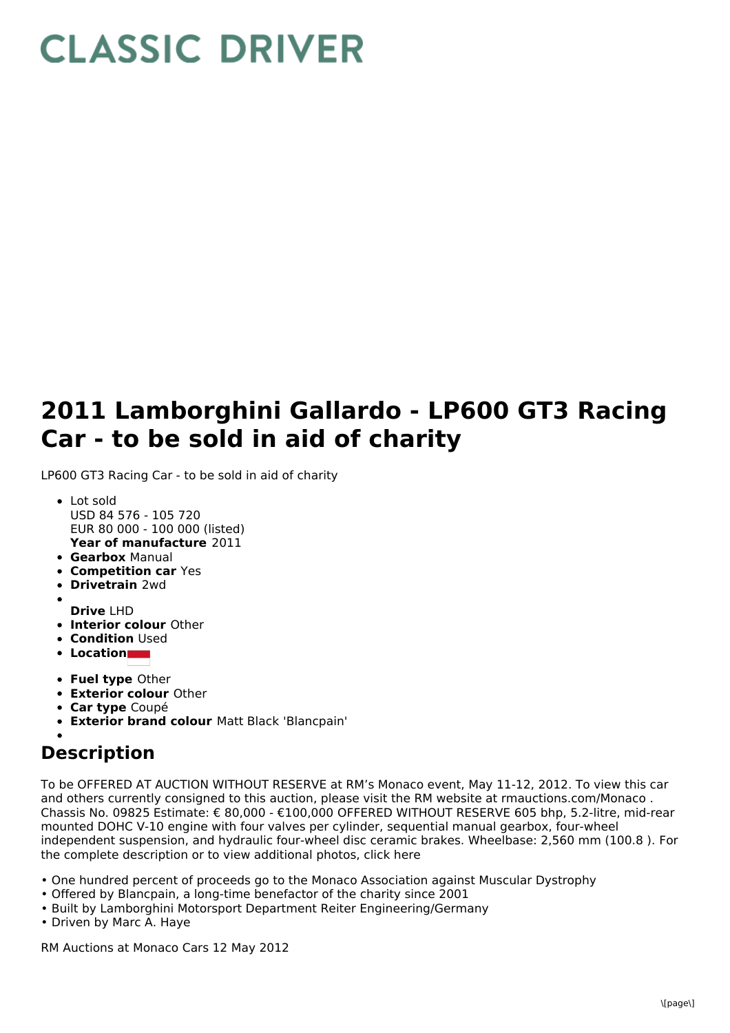# CLASSIC DRIVER

# 2011 Lamborghini Gallardo - LP600 GT3 Racing Car - to be sold in aid of charity

LP600 GT3 Racing Car - to be sold in aid of charity

- Lot sold
  USD 84 576 - 105 720
  EUR 80 000 - 100 000 (listed)
  **Year of manufacture** 2011
- **Gearbox** Manual
- **Competition car** Yes
- **Drivetrain** 2wd
- **Drive** LHD
- **Interior colour** Other
- **Condition** Used
- **Location**
- **Fuel type** Other
- **Exterior colour** Other
- **Car type** Coupé
- **Exterior brand colour** Matt Black 'Blancpain'

## Description

To be OFFERED AT AUCTION WITHOUT RESERVE at RM's Monaco event, May 11-12, 2012. To view this car and others currently consigned to this auction, please visit the RM website at rmauctions.com/Monaco . Chassis No. 09825 Estimate: € 80,000 - €100,000 OFFERED WITHOUT RESERVE 605 bhp, 5.2-litre, mid-rear mounted DOHC V-10 engine with four valves per cylinder, sequential manual gearbox, four-wheel independent suspension, and hydraulic four-wheel disc ceramic brakes. Wheelbase: 2,560 mm (100.8 ). For the complete description or to view additional photos, click here

• One hundred percent of proceeds go to the Monaco Association against Muscular Dystrophy
• Offered by Blancpain, a long-time benefactor of the charity since 2001
• Built by Lamborghini Motorsport Department Reiter Engineering/Germany
• Driven by Marc A. Haye

RM Auctions at Monaco Cars 12 May 2012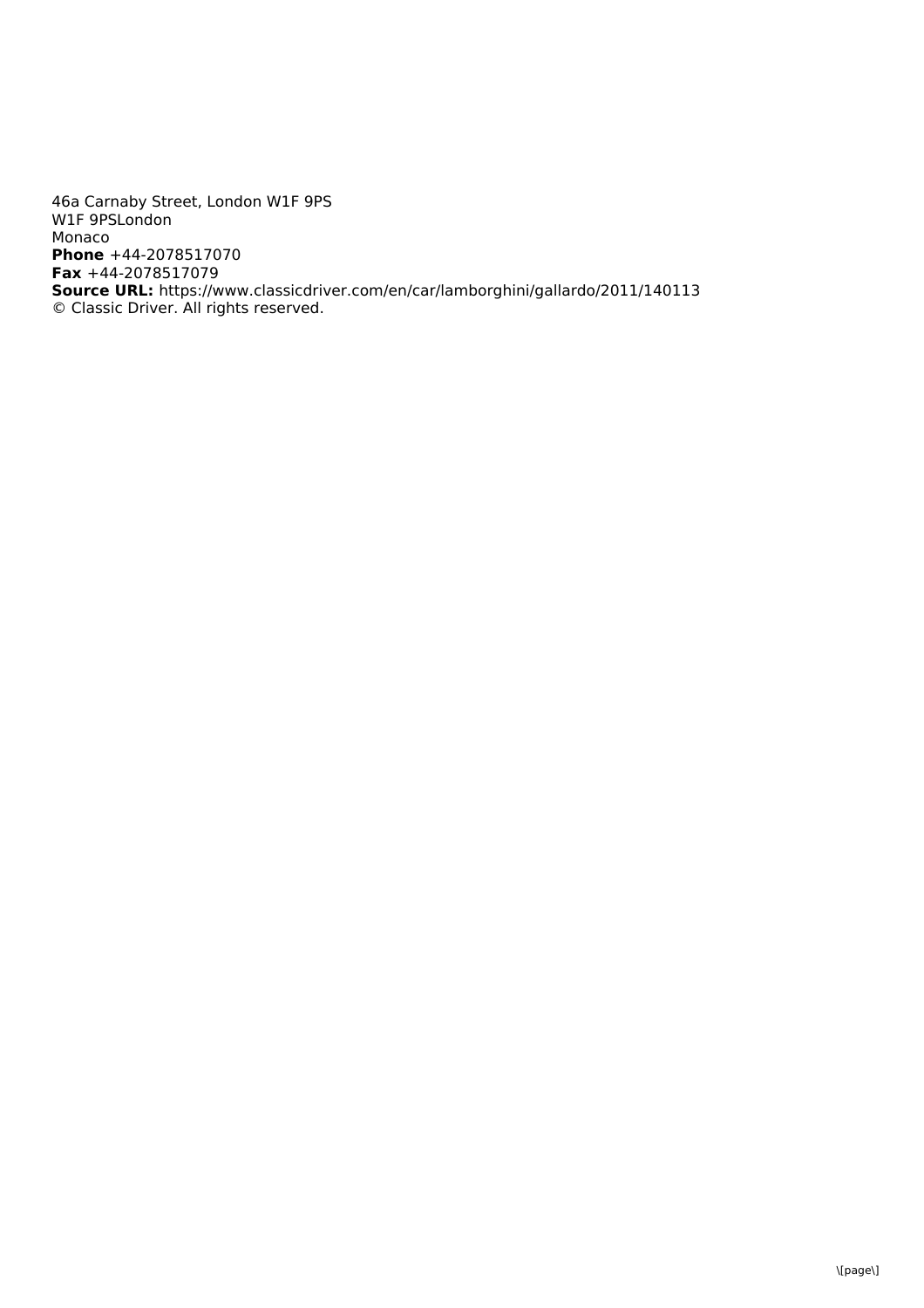46a Carnaby Street, London W1F 9PS
W1F 9PSLondon
Monaco
**Phone** +44-2078517070
**Fax** +44-2078517079
**Source URL:** https://www.classicdriver.com/en/car/lamborghini/gallardo/2011/140113
© Classic Driver. All rights reserved.